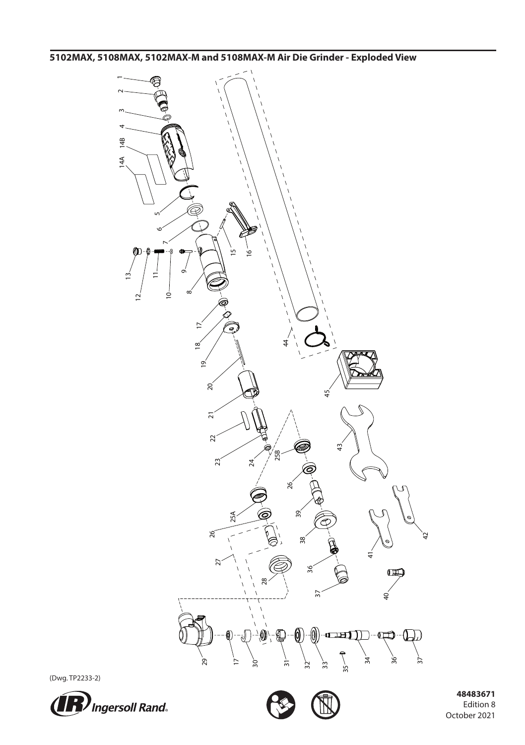## 5102MAX, 5108MAX, 5102MAX-M and 5108MAX-M Air Die Grinder - Exploded View

1, 2, 3, 4, 14B, 14A, 5, 6, 7, 8, 9, 10, 11, 12, 13, 15, 16, 17, 18, 19, 20, 21, 22, 23, 24, 25B, 25A, 26, 27, 28, 29, 30, 31, 32, 33, 34, 35, 36, 37, 38, 39, 40, 41, 42, 43, 44, 45

(Dwg. TP2233-2)

**48483671**
Edition 8
October 2021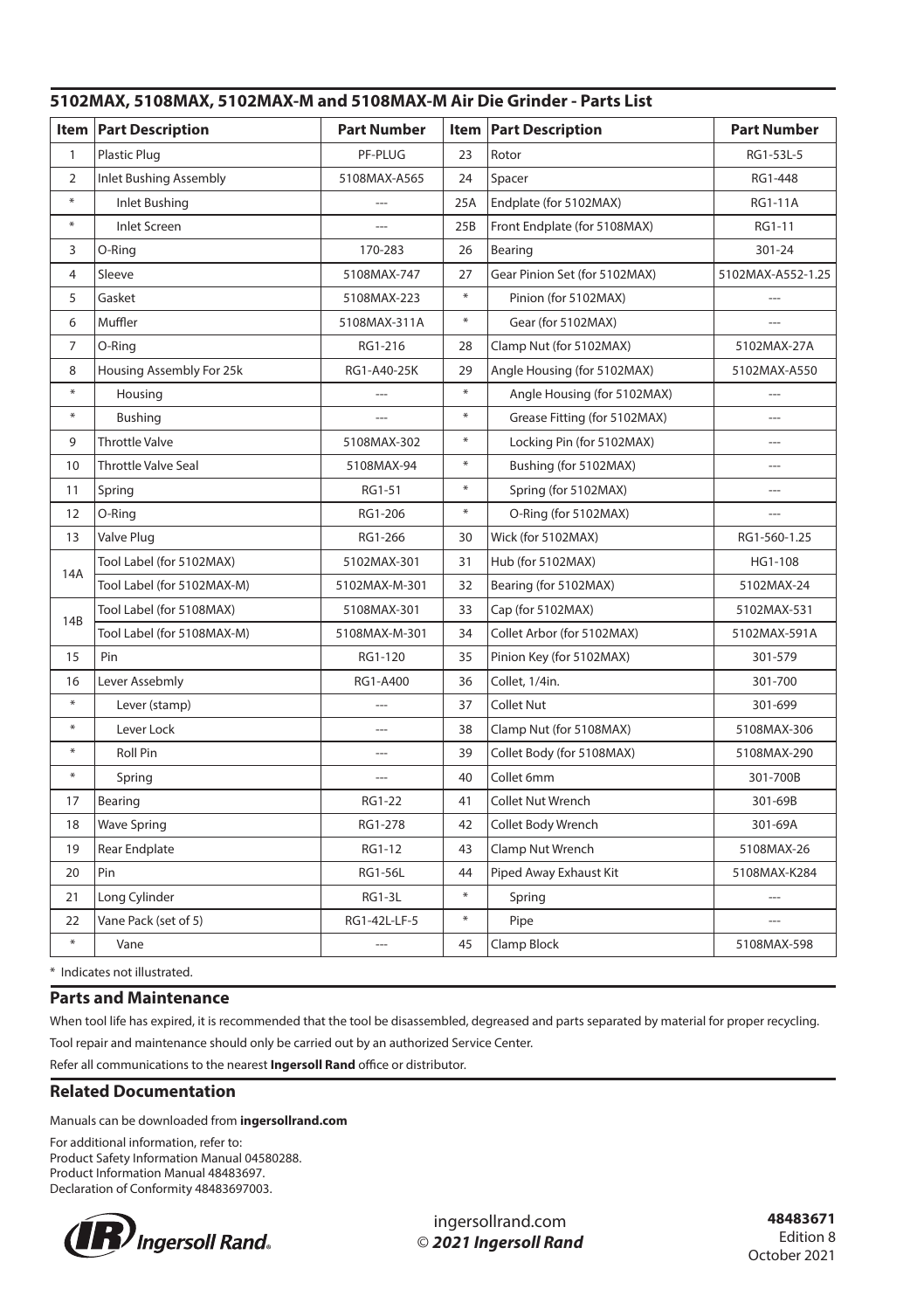## 5102MAX, 5108MAX, 5102MAX-M and 5108MAX-M Air Die Grinder - Parts List

| Item | Part Description | Part Number | Item | Part Description | Part Number |
|---|---|---|---|---|---|
| 1 | Plastic Plug | PF-PLUG | 23 | Rotor | RG1-53L-5 |
| 2 | Inlet Bushing Assembly | 5108MAX-A565 | 24 | Spacer | RG1-448 |
| * | Inlet Bushing | --- | 25A | Endplate (for 5102MAX) | RG1-11A |
| * | Inlet Screen | --- | 25B | Front Endplate (for 5108MAX) | RG1-11 |
| 3 | O-Ring | 170-283 | 26 | Bearing | 301-24 |
| 4 | Sleeve | 5108MAX-747 | 27 | Gear Pinion Set (for 5102MAX) | 5102MAX-A552-1.25 |
| 5 | Gasket | 5108MAX-223 | * | Pinion (for 5102MAX) | --- |
| 6 | Muffler | 5108MAX-311A | * | Gear (for 5102MAX) | --- |
| 7 | O-Ring | RG1-216 | 28 | Clamp Nut (for 5102MAX) | 5102MAX-27A |
| 8 | Housing Assembly For 25k | RG1-A40-25K | 29 | Angle Housing (for 5102MAX) | 5102MAX-A550 |
| * | Housing | --- | * | Angle Housing (for 5102MAX) | --- |
| * | Bushing | --- | * | Grease Fitting (for 5102MAX) | --- |
| 9 | Throttle Valve | 5108MAX-302 | * | Locking Pin (for 5102MAX) | --- |
| 10 | Throttle Valve Seal | 5108MAX-94 | * | Bushing (for 5102MAX) | --- |
| 11 | Spring | RG1-51 | * | Spring (for 5102MAX) | --- |
| 12 | O-Ring | RG1-206 | * | O-Ring (for 5102MAX) | --- |
| 13 | Valve Plug | RG1-266 | 30 | Wick (for 5102MAX) | RG1-560-1.25 |
| 14A | Tool Label (for 5102MAX) | 5102MAX-301 | 31 | Hub (for 5102MAX) | HG1-108 |
| | Tool Label (for 5102MAX-M) | 5102MAX-M-301 | 32 | Bearing (for 5102MAX) | 5102MAX-24 |
| 14B | Tool Label (for 5108MAX) | 5108MAX-301 | 33 | Cap (for 5102MAX) | 5102MAX-531 |
| | Tool Label (for 5108MAX-M) | 5108MAX-M-301 | 34 | Collet Arbor (for 5102MAX) | 5102MAX-591A |
| 15 | Pin | RG1-120 | 35 | Pinion Key (for 5102MAX) | 301-579 |
| 16 | Lever Assebmly | RG1-A400 | 36 | Collet, 1/4in. | 301-700 |
| * | Lever (stamp) | --- | 37 | Collet Nut | 301-699 |
| * | Lever Lock | --- | 38 | Clamp Nut (for 5108MAX) | 5108MAX-306 |
| * | Roll Pin | --- | 39 | Collet Body (for 5108MAX) | 5108MAX-290 |
| * | Spring | --- | 40 | Collet 6mm | 301-700B |
| 17 | Bearing | RG1-22 | 41 | Collet Nut Wrench | 301-69B |
| 18 | Wave Spring | RG1-278 | 42 | Collet Body Wrench | 301-69A |
| 19 | Rear Endplate | RG1-12 | 43 | Clamp Nut Wrench | 5108MAX-26 |
| 20 | Pin | RG1-56L | 44 | Piped Away Exhaust Kit | 5108MAX-K284 |
| 21 | Long Cylinder | RG1-3L | * | Spring | --- |
| 22 | Vane Pack (set of 5) | RG1-42L-LF-5 | * | Pipe | --- |
| * | Vane | --- | 45 | Clamp Block | 5108MAX-598 |

* Indicates not illustrated.

## Parts and Maintenance

When tool life has expired, it is recommended that the tool be disassembled, degreased and parts separated by material for proper recycling.

Tool repair and maintenance should only be carried out by an authorized Service Center.

Refer all communications to the nearest **Ingersoll Rand** office or distributor.

## Related Documentation

Manuals can be downloaded from **ingersollrand.com**

For additional information, refer to:
Product Safety Information Manual 04580288.
Product Information Manual 48483697.
Declaration of Conformity 48483697003.

ingersollrand.com
© ***2021 Ingersoll Rand***

**48483671**
Edition 8
October 2021